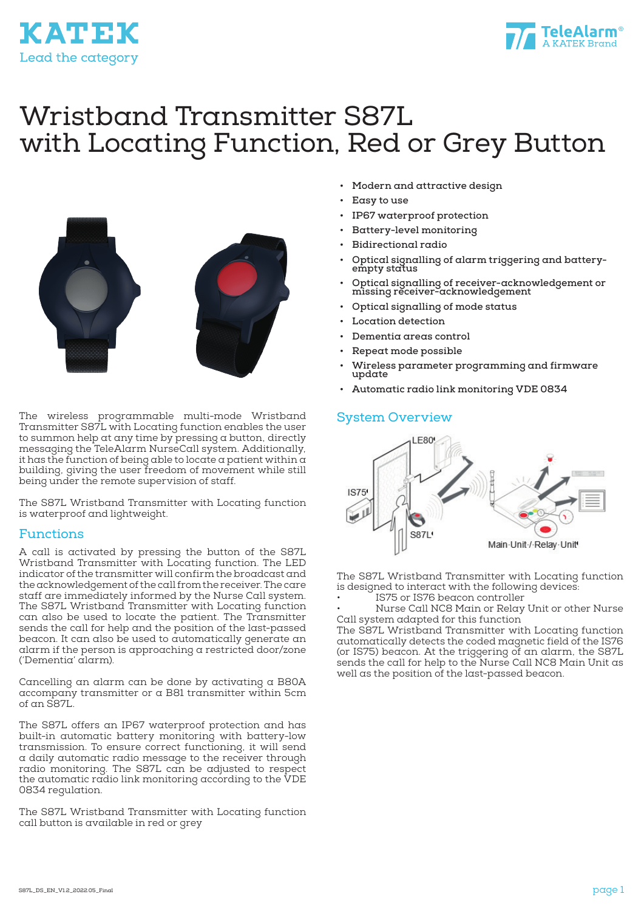# Wristband Transmitter S87L with Locating Function, Red or Grey Button

- Modern and attractive design
- Easy to use
- IP67 waterproof protection
- Battery-level monitoring
- Bidirectional radio
- Optical signalling of alarm triggering and battery-empty status
- Optical signalling of receiver-acknowledgement or missing receiver-acknowledgement
- Optical signalling of mode status
- Location detection
- Dementia areas control
- Repeat mode possible
- Wireless parameter programming and firmware update
- Automatic radio link monitoring VDE 0834

The wireless programmable multi-mode Wristband Transmitter S87L with Locating function enables the user to summon help at any time by pressing a button, directly messaging the TeleAlarm NurseCall system. Additionally, it has the function of being able to locate a patient within a building, giving the user freedom of movement while still being under the remote supervision of staff.

The S87L Wristband Transmitter with Locating function is waterproof and lightweight.

## Functions

A call is activated by pressing the button of the S87L Wristband Transmitter with Locating function. The LED indicator of the transmitter will confirm the broadcast and the acknowledgement of the call from the receiver. The care staff are immediately informed by the Nurse Call system. The S87L Wristband Transmitter with Locating function can also be used to locate the patient. The Transmitter sends the call for help and the position of the last-passed beacon. It can also be used to automatically generate an alarm if the person is approaching a restricted door/zone ('Dementia' alarm).

Cancelling an alarm can be done by activating a B80A accompany transmitter or a B81 transmitter within 5cm of an S87L.

The S87L offers an IP67 waterproof protection and has built-in automatic battery monitoring with battery-low transmission. To ensure correct functioning, it will send a daily automatic radio message to the receiver through radio monitoring. The S87L can be adjusted to respect the automatic radio link monitoring according to the VDE 0834 regulation.

The S87L Wristband Transmitter with Locating function call button is available in red or grey

## System Overview

The S87L Wristband Transmitter with Locating function is designed to interact with the following devices:

- IS75 or IS76 beacon controller
- Nurse Call NC8 Main or Relay Unit or other Nurse Call system adapted for this function

The S87L Wristband Transmitter with Locating function automatically detects the coded magnetic field of the IS76 (or IS75) beacon. At the triggering of an alarm, the S87L sends the call for help to the Nurse Call NC8 Main Unit as well as the position of the last-passed beacon.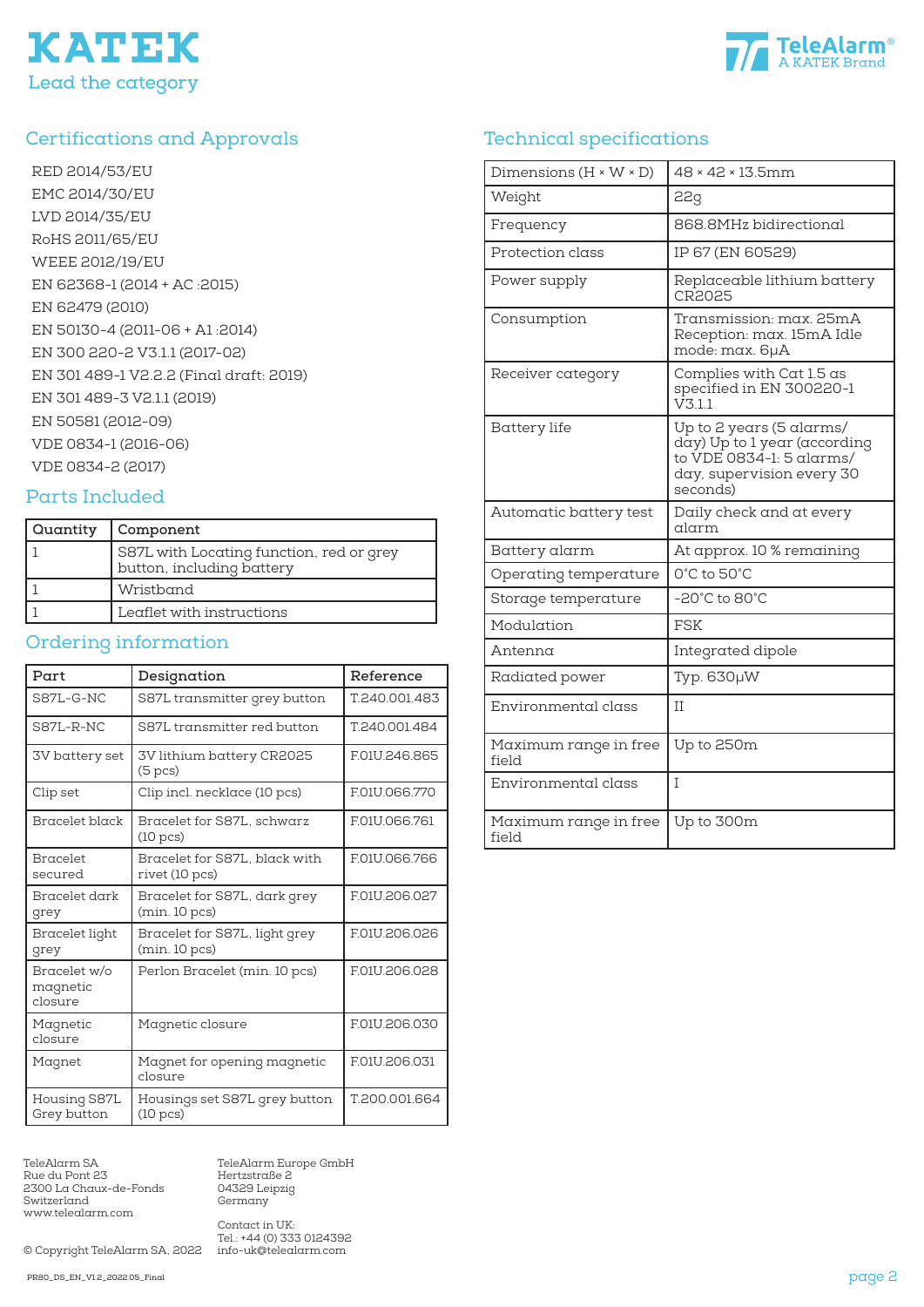KATEK

Lead the category

TeleAlarm®
A KATEK Brand

## Certifications and Approvals

RED 2014/53/EU
EMC 2014/30/EU
LVD 2014/35/EU
RoHS 2011/65/EU
WEEE 2012/19/EU
EN 62368-1 (2014 + AC :2015)
EN 62479 (2010)
EN 50130-4 (2011-06 + A1 :2014)
EN 300 220-2 V3.1.1 (2017-02)
EN 301 489-1 V2.2.2 (Final draft: 2019)
EN 301 489-3 V2.1.1 (2019)
EN 50581 (2012-09)
VDE 0834-1 (2016-06)
VDE 0834-2 (2017)

## Parts Included

| Quantity | Component |
|---|---|
| 1 | S87L with Locating function, red or grey button, including battery |
| 1 | Wristband |
| 1 | Leaflet with instructions |

## Ordering information

| Part | Designation | Reference |
|---|---|---|
| S87L-G-NC | S87L transmitter grey button | T.240.001.483 |
| S87L-R-NC | S87L transmitter red button | T.240.001.484 |
| 3V battery set | 3V lithium battery CR2025 (5 pcs) | F.01U.246.865 |
| Clip set | Clip incl. necklace (10 pcs) | F.01U.066.770 |
| Bracelet black | Bracelet for S87L, schwarz (10 pcs) | F.01U.066.761 |
| Bracelet secured | Bracelet for S87L, black with rivet (10 pcs) | F.01U.066.766 |
| Bracelet dark grey | Bracelet for S87L, dark grey (min. 10 pcs) | F.01U.206.027 |
| Bracelet light grey | Bracelet for S87L, light grey (min. 10 pcs) | F.01U.206.026 |
| Bracelet w/o magnetic closure | Perlon Bracelet (min. 10 pcs) | F.01U.206.028 |
| Magnetic closure | Magnetic closure | F.01U.206.030 |
| Magnet | Magnet for opening magnetic closure | F.01U.206.031 |
| Housing S87L Grey button | Housings set S87L grey button (10 pcs) | T.200.001.664 |

## Technical specifications

| | |
|---|---|
| Dimensions (H × W × D) | 48 × 42 × 13.5mm |
| Weight | 22g |
| Frequency | 868.8MHz bidirectional |
| Protection class | IP 67 (EN 60529) |
| Power supply | Replaceable lithium battery CR2025 |
| Consumption | Transmission: max. 25mA Reception: max. 15mA Idle mode: max. 6μA |
| Receiver category | Complies with Cat 1.5 as specified in EN 300220-1 V3.1.1 |
| Battery life | Up to 2 years (5 alarms/day) Up to 1 year (according to VDE 0834-1: 5 alarms/day, supervision every 30 seconds) |
| Automatic battery test | Daily check and at every alarm |
| Battery alarm | At approx. 10 % remaining |
| Operating temperature | 0°C to 50°C |
| Storage temperature | -20°C to 80°C |
| Modulation | FSK |
| Antenna | Integrated dipole |
| Radiated power | Typ. 630μW |
| Environmental class | II |
| Maximum range in free field | Up to 250m |
| Environmental class | I |
| Maximum range in free field | Up to 300m |

TeleAlarm SA
Rue du Pont 23
2300 La Chaux-de-Fonds
Switzerland
www.telealarm.com

TeleAlarm Europe GmbH
Hertzstraße 2
04329 Leipzig
Germany

Contact in UK:
Tel.: +44 (0) 333 0124392
info-uk@telealarm.com

© Copyright TeleAlarm SA, 2022

PR80_DS_EN_V1.2_2022.05_Final